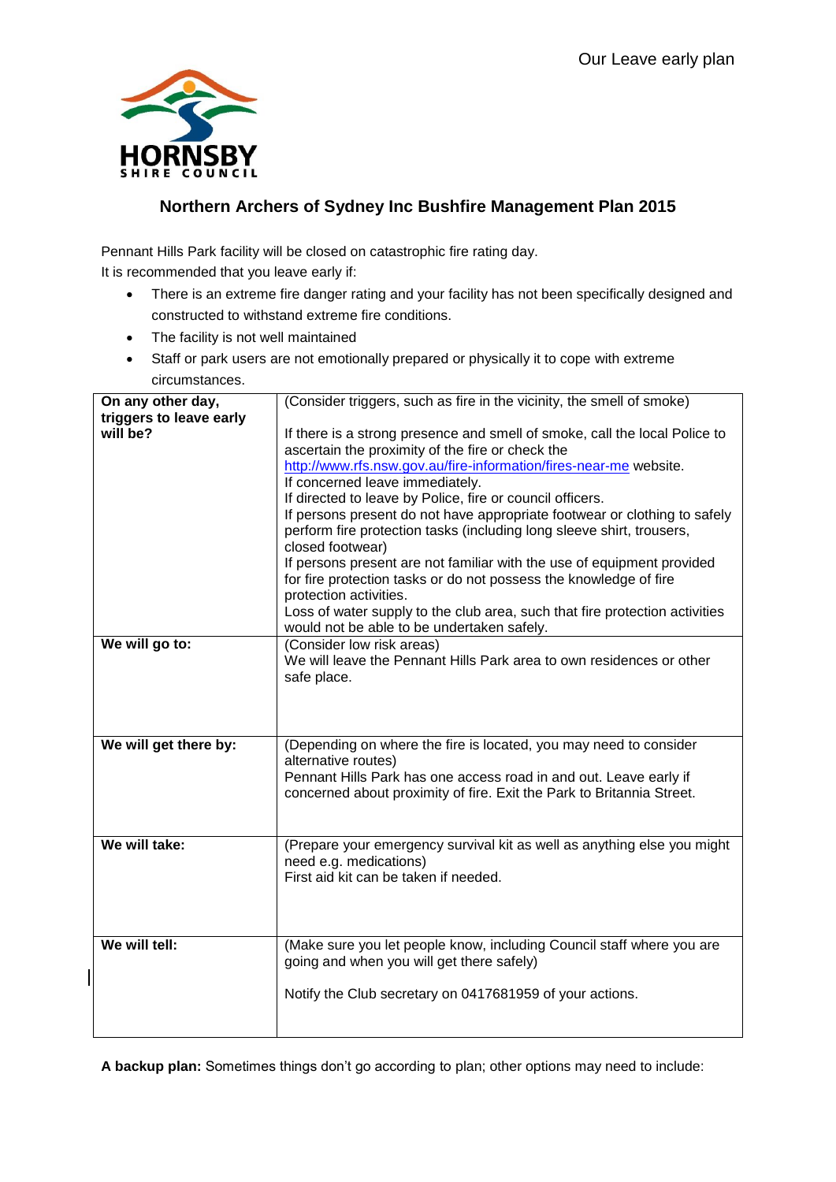Our Leave early plan

HORNSBY SHIRE COUNCIL

## Northern Archers of Sydney Inc Bushfire Management Plan 2015

Pennant Hills Park facility will be closed on catastrophic fire rating day.
It is recommended that you leave early if:

- There is an extreme fire danger rating and your facility has not been specifically designed and constructed to withstand extreme fire conditions.
- The facility is not well maintained
- Staff or park users are not emotionally prepared or physically it to cope with extreme circumstances.

| | |
|---|---|
| **On any other day, triggers to leave early will be?** | (Consider triggers, such as fire in the vicinity, the smell of smoke)<br><br>If there is a strong presence and smell of smoke, call the local Police to ascertain the proximity of the fire or check the http://www.rfs.nsw.gov.au/fire-information/fires-near-me website.<br>If concerned leave immediately.<br>If directed to leave by Police, fire or council officers.<br>If persons present do not have appropriate footwear or clothing to safely perform fire protection tasks (including long sleeve shirt, trousers, closed footwear)<br>If persons present are not familiar with the use of equipment provided for fire protection tasks or do not possess the knowledge of fire protection activities.<br>Loss of water supply to the club area, such that fire protection activities would not be able to be undertaken safely. |
| **We will go to:** | (Consider low risk areas)<br>We will leave the Pennant Hills Park area to own residences or other safe place. |
| **We will get there by:** | (Depending on where the fire is located, you may need to consider alternative routes)<br>Pennant Hills Park has one access road in and out. Leave early if concerned about proximity of fire. Exit the Park to Britannia Street. |
| **We will take:** | (Prepare your emergency survival kit as well as anything else you might need e.g. medications)<br>First aid kit can be taken if needed. |
| **We will tell:** | (Make sure you let people know, including Council staff where you are going and when you will get there safely)<br><br>Notify the Club secretary on 0417681959 of your actions. |

**A backup plan:** Sometimes things don't go according to plan; other options may need to include: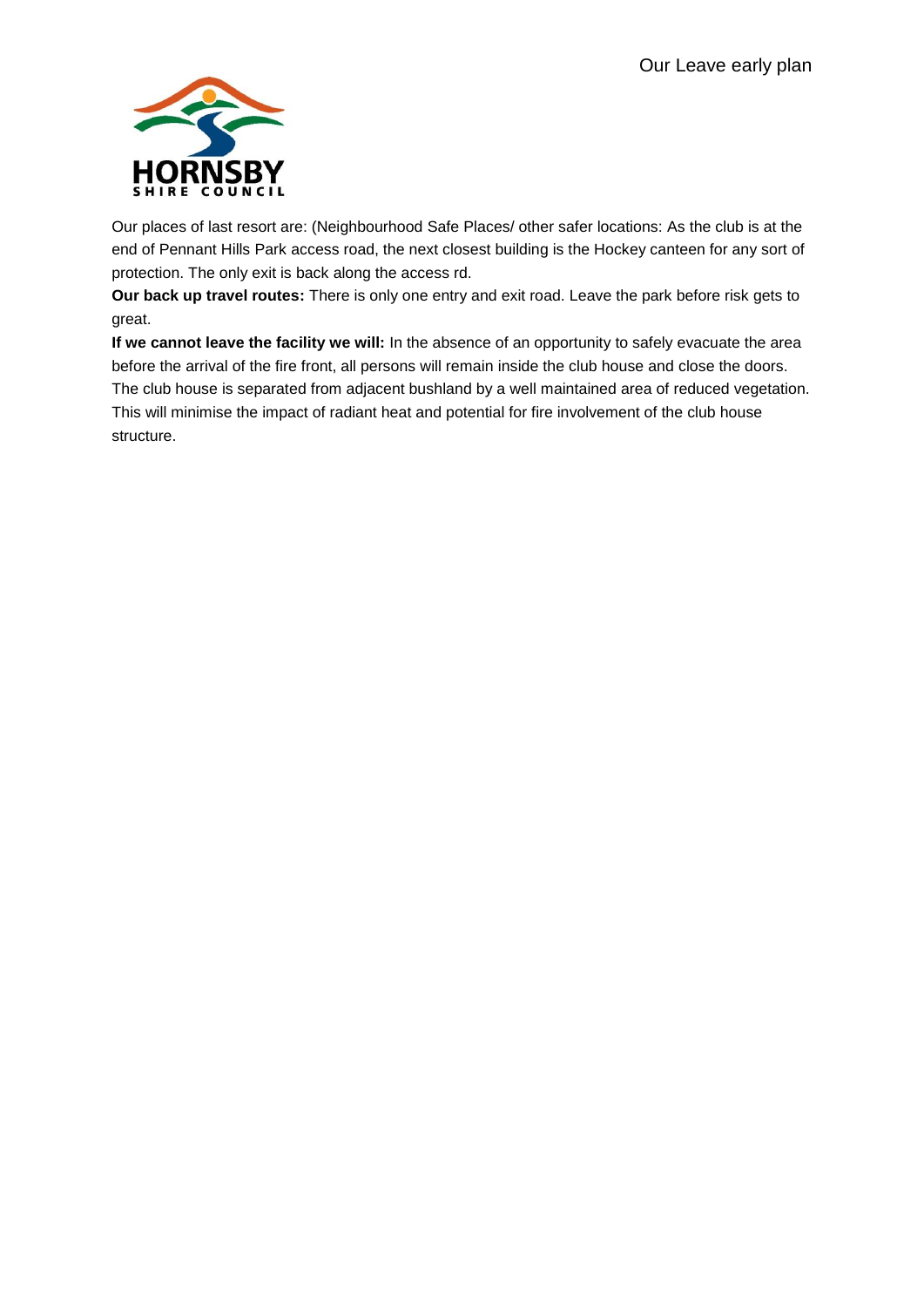Our places of last resort are: (Neighbourhood Safe Places/ other safer locations: As the club is at the end of Pennant Hills Park access road, the next closest building is the Hockey canteen for any sort of protection. The only exit is back along the access rd.

**Our back up travel routes:** There is only one entry and exit road. Leave the park before risk gets to great.

**If we cannot leave the facility we will:** In the absence of an opportunity to safely evacuate the area before the arrival of the fire front, all persons will remain inside the club house and close the doors. The club house is separated from adjacent bushland by a well maintained area of reduced vegetation. This will minimise the impact of radiant heat and potential for fire involvement of the club house structure.